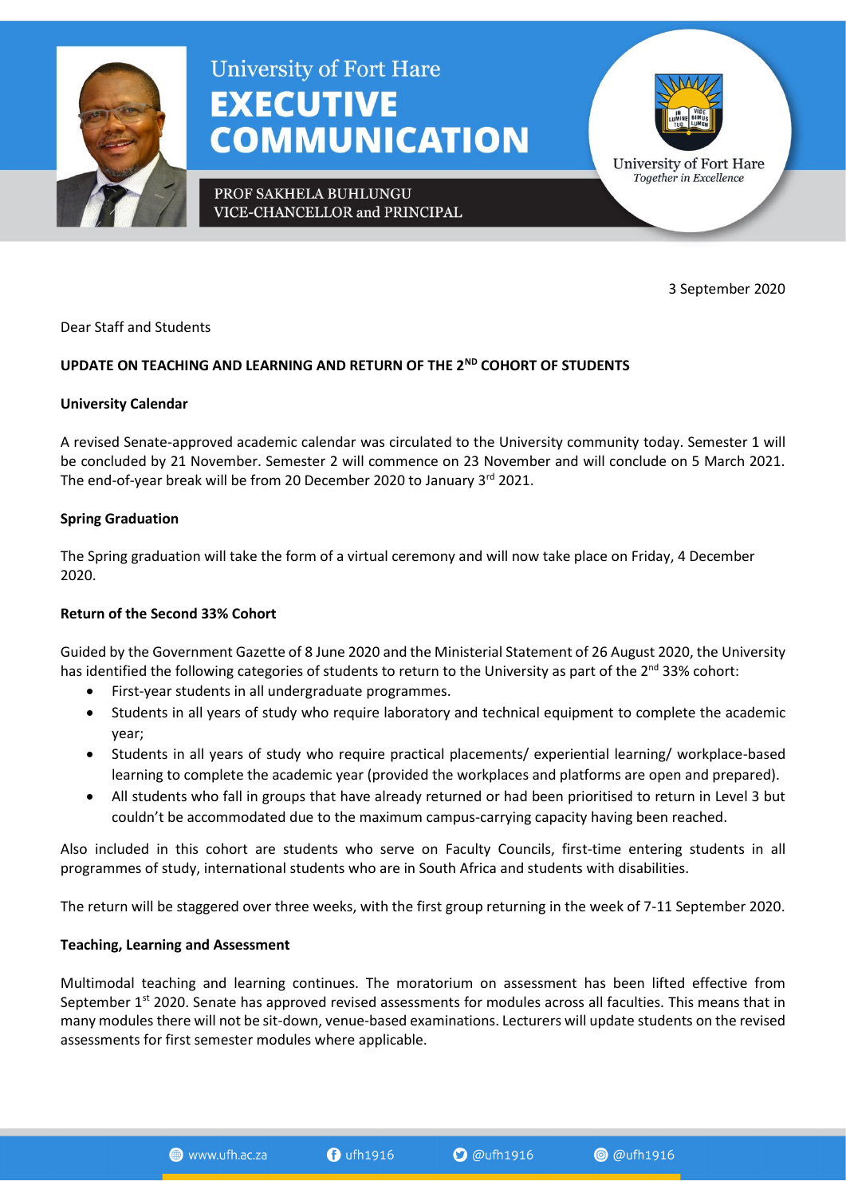University of Fort Hare
# EXECUTIVE COMMUNICATION

PROF SAKHELA BUHLUNGU
VICE-CHANCELLOR and PRINCIPAL

University of Fort Hare
*Together in Excellence*

3 September 2020

Dear Staff and Students

**UPDATE ON TEACHING AND LEARNING AND RETURN OF THE 2ND COHORT OF STUDENTS**

**University Calendar**

A revised Senate-approved academic calendar was circulated to the University community today. Semester 1 will be concluded by 21 November. Semester 2 will commence on 23 November and will conclude on 5 March 2021. The end-of-year break will be from 20 December 2020 to January 3rd 2021.

**Spring Graduation**

The Spring graduation will take the form of a virtual ceremony and will now take place on Friday, 4 December 2020.

**Return of the Second 33% Cohort**

Guided by the Government Gazette of 8 June 2020 and the Ministerial Statement of 26 August 2020, the University has identified the following categories of students to return to the University as part of the 2nd 33% cohort:

- First-year students in all undergraduate programmes.
- Students in all years of study who require laboratory and technical equipment to complete the academic year;
- Students in all years of study who require practical placements/ experiential learning/ workplace-based learning to complete the academic year (provided the workplaces and platforms are open and prepared).
- All students who fall in groups that have already returned or had been prioritised to return in Level 3 but couldn't be accommodated due to the maximum campus-carrying capacity having been reached.

Also included in this cohort are students who serve on Faculty Councils, first-time entering students in all programmes of study, international students who are in South Africa and students with disabilities.

The return will be staggered over three weeks, with the first group returning in the week of 7-11 September 2020.

**Teaching, Learning and Assessment**

Multimodal teaching and learning continues. The moratorium on assessment has been lifted effective from September 1st 2020. Senate has approved revised assessments for modules across all faculties. This means that in many modules there will not be sit-down, venue-based examinations. Lecturers will update students on the revised assessments for first semester modules where applicable.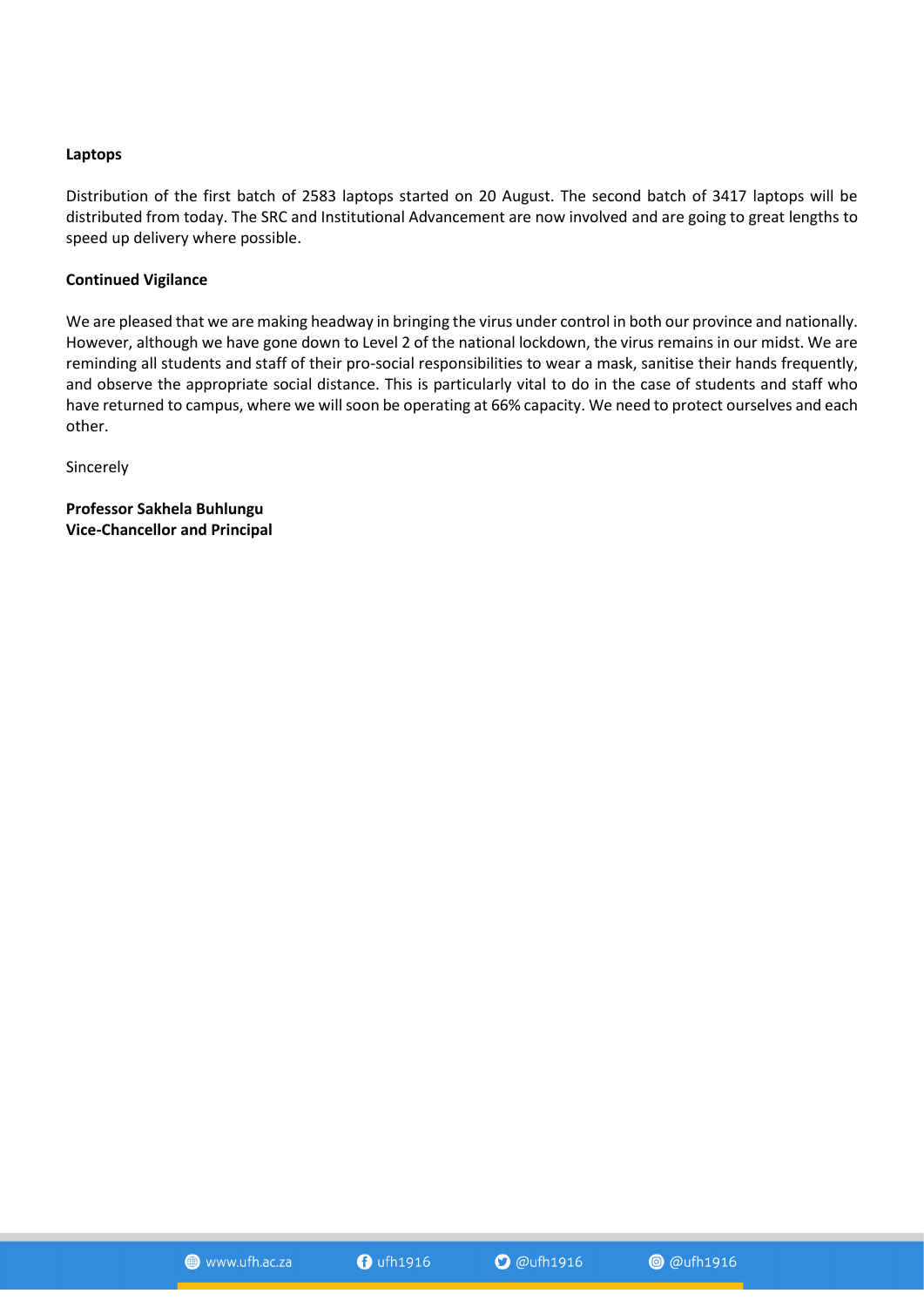**Laptops**

Distribution of the first batch of 2583 laptops started on 20 August. The second batch of 3417 laptops will be distributed from today. The SRC and Institutional Advancement are now involved and are going to great lengths to speed up delivery where possible.

**Continued Vigilance**

We are pleased that we are making headway in bringing the virus under control in both our province and nationally. However, although we have gone down to Level 2 of the national lockdown, the virus remains in our midst. We are reminding all students and staff of their pro-social responsibilities to wear a mask, sanitise their hands frequently, and observe the appropriate social distance. This is particularly vital to do in the case of students and staff who have returned to campus, where we will soon be operating at 66% capacity. We need to protect ourselves and each other.

Sincerely

**Professor Sakhela Buhlungu**
**Vice-Chancellor and Principal**